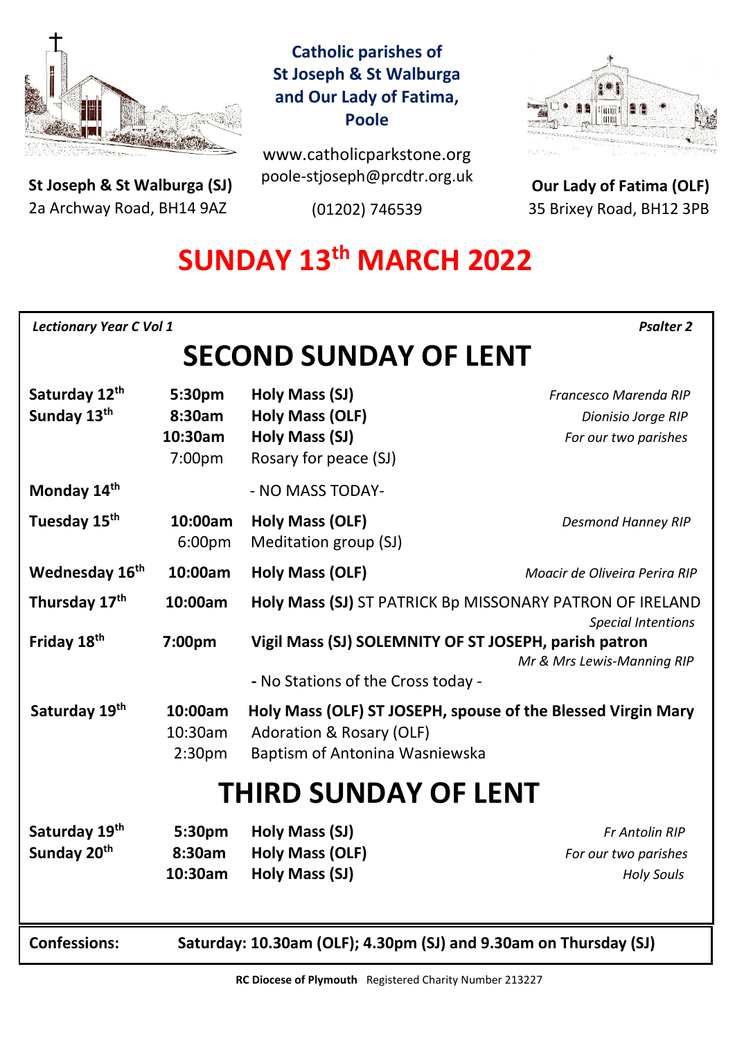**Catholic parishes of St Joseph & St Walburga and Our Lady of Fatima, Poole**

www.catholicparkstone.org
poole-stjoseph@prcdtr.org.uk
(01202) 746539

**St Joseph & St Walburga (SJ)**
2a Archway Road, BH14 9AZ

**Our Lady of Fatima (OLF)**
35 Brixey Road, BH12 3PB

# SUNDAY 13th MARCH 2022

*Lectionary Year C Vol 1* — *Psalter 2*

## SECOND SUNDAY OF LENT

| Day | Time | Event | Intention |
|---|---|---|---|
| **Saturday 12th** | **5:30pm** | **Holy Mass (SJ)** | *Francesco Marenda RIP* |
| **Sunday 13th** | **8:30am** | **Holy Mass (OLF)** | *Dionisio Jorge RIP* |
| | **10:30am** | **Holy Mass (SJ)** | *For our two parishes* |
| | 7:00pm | Rosary for peace (SJ) | |
| **Monday 14th** | | - NO MASS TODAY- | |
| **Tuesday 15th** | **10:00am** | **Holy Mass (OLF)** | *Desmond Hanney RIP* |
| | 6:00pm | Meditation group (SJ) | |
| **Wednesday 16th** | **10:00am** | **Holy Mass (OLF)** | *Moacir de Oliveira Perira RIP* |
| **Thursday 17th** | **10:00am** | **Holy Mass (SJ)** ST PATRICK Bp MISSONARY PATRON OF IRELAND | *Special Intentions* |
| **Friday 18th** | **7:00pm** | **Vigil Mass (SJ) SOLEMNITY OF ST JOSEPH, parish patron** | *Mr & Mrs Lewis-Manning RIP* |
| | | **-** No Stations of the Cross today - | |
| **Saturday 19th** | **10:00am** | **Holy Mass (OLF) ST JOSEPH, spouse of the Blessed Virgin Mary** | |
| | 10:30am | Adoration & Rosary (OLF) | |
| | 2:30pm | Baptism of Antonina Wasniewska | |

## THIRD SUNDAY OF LENT

| Day | Time | Event | Intention |
|---|---|---|---|
| **Saturday 19th** | **5:30pm** | **Holy Mass (SJ)** | *Fr Antolin RIP* |
| **Sunday 20th** | **8:30am** | **Holy Mass (OLF)** | *For our two parishes* |
| | **10:30am** | **Holy Mass (SJ)** | *Holy Souls* |

**Confessions:** **Saturday: 10.30am (OLF); 4.30pm (SJ) and 9.30am on Thursday (SJ)**

**RC Diocese of Plymouth** Registered Charity Number 213227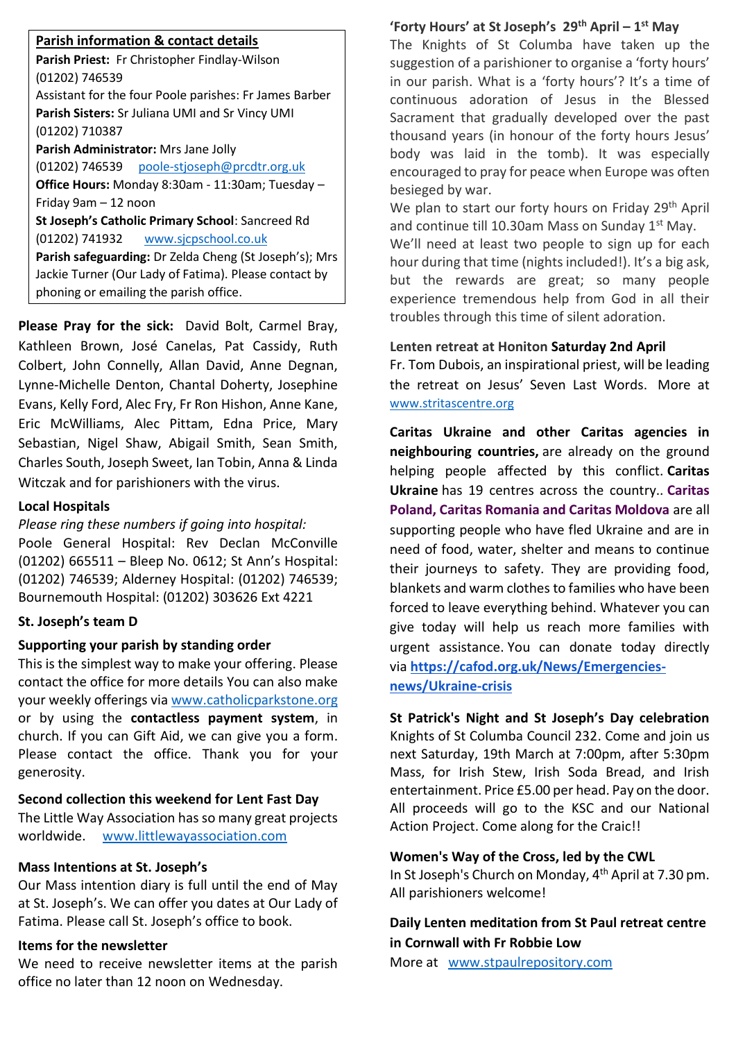**Parish information & contact details**

**Parish Priest:** Fr Christopher Findlay-Wilson (01202) 746539

Assistant for the four Poole parishes: Fr James Barber

**Parish Sisters:** Sr Juliana UMI and Sr Vincy UMI (01202) 710387

**Parish Administrator:** Mrs Jane Jolly (01202) 746539 poole-stjoseph@prcdtr.org.uk

**Office Hours:** Monday 8:30am - 11:30am; Tuesday – Friday 9am – 12 noon

**St Joseph's Catholic Primary School**: Sancreed Rd (01202) 741932 www.sjcpschool.co.uk

**Parish safeguarding:** Dr Zelda Cheng (St Joseph's); Mrs Jackie Turner (Our Lady of Fatima). Please contact by phoning or emailing the parish office.

**Please Pray for the sick:** David Bolt, Carmel Bray, Kathleen Brown, José Canelas, Pat Cassidy, Ruth Colbert, John Connelly, Allan David, Anne Degnan, Lynne-Michelle Denton, Chantal Doherty, Josephine Evans, Kelly Ford, Alec Fry, Fr Ron Hishon, Anne Kane, Eric McWilliams, Alec Pittam, Edna Price, Mary Sebastian, Nigel Shaw, Abigail Smith, Sean Smith, Charles South, Joseph Sweet, Ian Tobin, Anna & Linda Witczak and for parishioners with the virus.

**Local Hospitals**

*Please ring these numbers if going into hospital:*
Poole General Hospital: Rev Declan McConville (01202) 665511 – Bleep No. 0612; St Ann's Hospital: (01202) 746539; Alderney Hospital: (01202) 746539; Bournemouth Hospital: (01202) 303626 Ext 4221

**St. Joseph's team D**

**Supporting your parish by standing order**

This is the simplest way to make your offering. Please contact the office for more details You can also make your weekly offerings via www.catholicparkstone.org or by using the **contactless payment system**, in church. If you can Gift Aid, we can give you a form. Please contact the office. Thank you for your generosity.

**Second collection this weekend for Lent Fast Day**

The Little Way Association has so many great projects worldwide. www.littlewayassociation.com

**Mass Intentions at St. Joseph's**

Our Mass intention diary is full until the end of May at St. Joseph's. We can offer you dates at Our Lady of Fatima. Please call St. Joseph's office to book.

**Items for the newsletter**

We need to receive newsletter items at the parish office no later than 12 noon on Wednesday.

**'Forty Hours' at St Joseph's 29th April – 1st May**

The Knights of St Columba have taken up the suggestion of a parishioner to organise a 'forty hours' in our parish. What is a 'forty hours'? It's a time of continuous adoration of Jesus in the Blessed Sacrament that gradually developed over the past thousand years (in honour of the forty hours Jesus' body was laid in the tomb). It was especially encouraged to pray for peace when Europe was often besieged by war.

We plan to start our forty hours on Friday 29th April and continue till 10.30am Mass on Sunday 1st May.

We'll need at least two people to sign up for each hour during that time (nights included!). It's a big ask, but the rewards are great; so many people experience tremendous help from God in all their troubles through this time of silent adoration.

**Lenten retreat at Honiton Saturday 2nd April**

Fr. Tom Dubois, an inspirational priest, will be leading the retreat on Jesus' Seven Last Words. More at www.stritascentre.org

**Caritas Ukraine and other Caritas agencies in neighbouring countries,** are already on the ground helping people affected by this conflict. **Caritas Ukraine** has 19 centres across the country.. **Caritas Poland, Caritas Romania and Caritas Moldova** are all supporting people who have fled Ukraine and are in need of food, water, shelter and means to continue their journeys to safety. They are providing food, blankets and warm clothes to families who have been forced to leave everything behind. Whatever you can give today will help us reach more families with urgent assistance. You can donate today directly via **https://cafod.org.uk/News/Emergencies-news/Ukraine-crisis**

**St Patrick's Night and St Joseph's Day celebration**

Knights of St Columba Council 232. Come and join us next Saturday, 19th March at 7:00pm, after 5:30pm Mass, for Irish Stew, Irish Soda Bread, and Irish entertainment. Price £5.00 per head. Pay on the door. All proceeds will go to the KSC and our National Action Project. Come along for the Craic!!

**Women's Way of the Cross, led by the CWL**

In St Joseph's Church on Monday, 4th April at 7.30 pm. All parishioners welcome!

**Daily Lenten meditation from St Paul retreat centre in Cornwall with Fr Robbie Low**

More at www.stpaulrepository.com